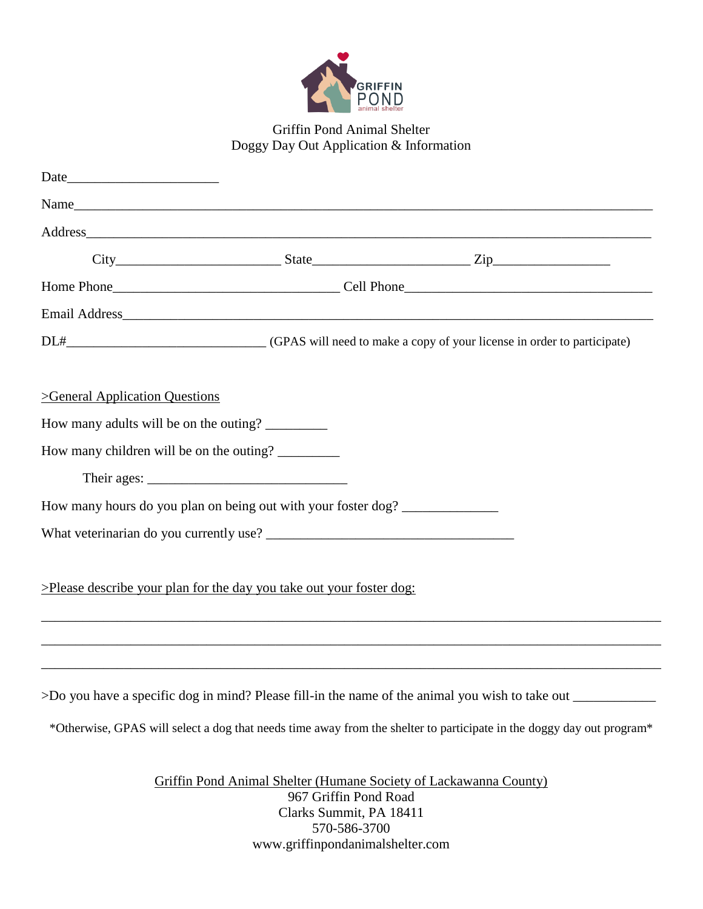# Griffin Pond Animal Shelter
## Doggy Day Out Application & Information

Date______________________

Name________________________________________________________________________________

Address______________________________________________________________________________

City________________________ State_______________________ Zip_________________

Home Phone_________________________________ Cell Phone____________________________________

Email Address________________________________________________________________________

DL#_____________________________ (GPAS will need to make a copy of your license in order to participate)

>General Application Questions

How many adults will be on the outing? _________

How many children will be on the outing? _________

Their ages: _____________________________

How many hours do you plan on being out with your foster dog? ______________

What veterinarian do you currently use? ____________________________________

>Please describe your plan for the day you take out your foster dog:

______________________________________________________________________________________

______________________________________________________________________________________

______________________________________________________________________________________

>Do you have a specific dog in mind? Please fill-in the name of the animal you wish to take out ____________

*Otherwise, GPAS will select a dog that needs time away from the shelter to participate in the doggy day out program*

Griffin Pond Animal Shelter (Humane Society of Lackawanna County)
967 Griffin Pond Road
Clarks Summit, PA 18411
570-586-3700
www.griffinpondanimalshelter.com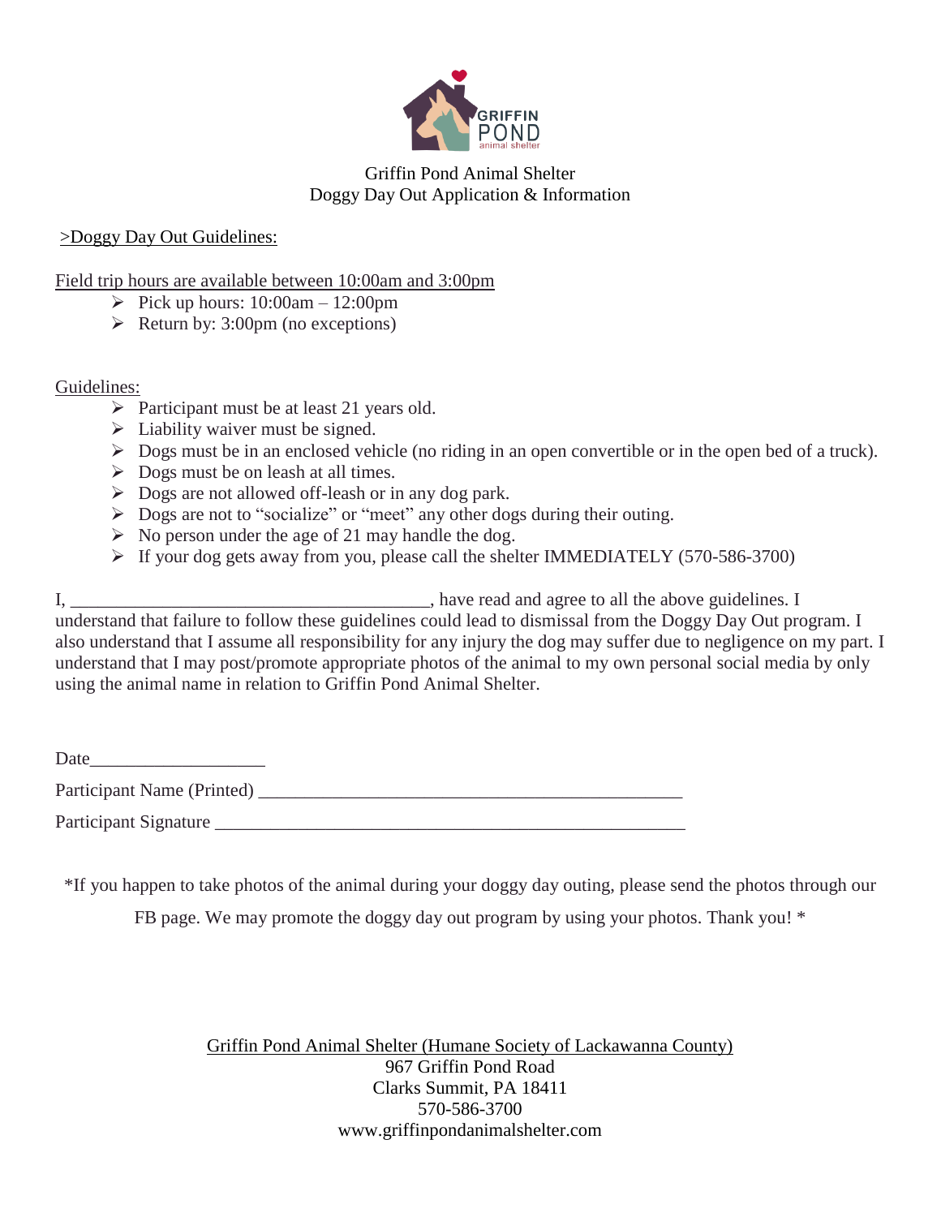# Griffin Pond Animal Shelter
## Doggy Day Out Application & Information

>Doggy Day Out Guidelines:

Field trip hours are available between 10:00am and 3:00pm

- Pick up hours: 10:00am – 12:00pm
- Return by: 3:00pm (no exceptions)

Guidelines:

- Participant must be at least 21 years old.
- Liability waiver must be signed.
- Dogs must be in an enclosed vehicle (no riding in an open convertible or in the open bed of a truck).
- Dogs must be on leash at all times.
- Dogs are not allowed off-leash or in any dog park.
- Dogs are not to "socialize" or "meet" any other dogs during their outing.
- No person under the age of 21 may handle the dog.
- If your dog gets away from you, please call the shelter IMMEDIATELY (570-586-3700)

I, ________________________________________, have read and agree to all the above guidelines. I understand that failure to follow these guidelines could lead to dismissal from the Doggy Day Out program. I also understand that I assume all responsibility for any injury the dog may suffer due to negligence on my part. I understand that I may post/promote appropriate photos of the animal to my own personal social media by only using the animal name in relation to Griffin Pond Animal Shelter.

Date___________________

Participant Name (Printed) _______________________________________________

Participant Signature ____________________________________________________

*If you happen to take photos of the animal during your doggy day outing, please send the photos through our FB page. We may promote the doggy day out program by using your photos. Thank you! *

Griffin Pond Animal Shelter (Humane Society of Lackawanna County)
967 Griffin Pond Road
Clarks Summit, PA 18411
570-586-3700
www.griffinpondanimalshelter.com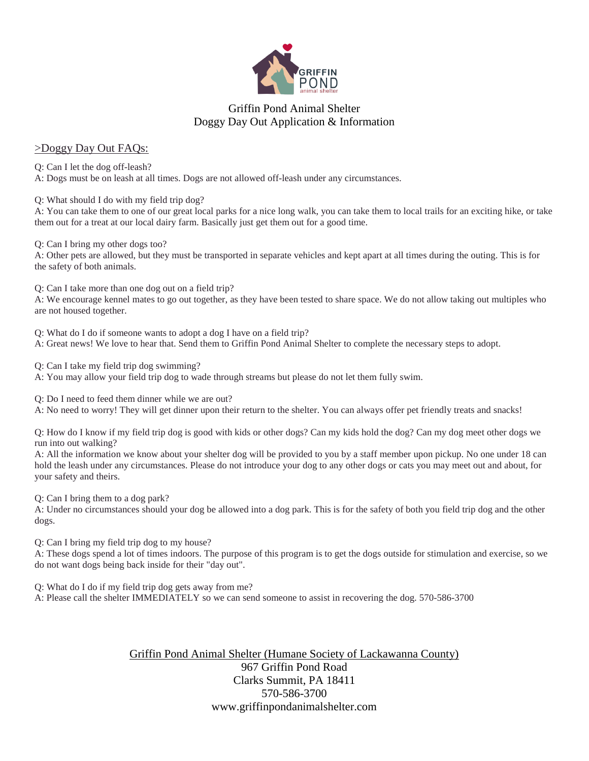# Griffin Pond Animal Shelter
## Doggy Day Out Application & Information

### >Doggy Day Out FAQs:

Q: Can I let the dog off-leash?
A: Dogs must be on leash at all times. Dogs are not allowed off-leash under any circumstances.

Q: What should I do with my field trip dog?
A: You can take them to one of our great local parks for a nice long walk, you can take them to local trails for an exciting hike, or take them out for a treat at our local dairy farm. Basically just get them out for a good time.

Q: Can I bring my other dogs too?
A: Other pets are allowed, but they must be transported in separate vehicles and kept apart at all times during the outing. This is for the safety of both animals.

Q: Can I take more than one dog out on a field trip?
A: We encourage kennel mates to go out together, as they have been tested to share space. We do not allow taking out multiples who are not housed together.

Q: What do I do if someone wants to adopt a dog I have on a field trip?
A: Great news! We love to hear that. Send them to Griffin Pond Animal Shelter to complete the necessary steps to adopt.

Q: Can I take my field trip dog swimming?
A: You may allow your field trip dog to wade through streams but please do not let them fully swim.

Q: Do I need to feed them dinner while we are out?
A: No need to worry! They will get dinner upon their return to the shelter. You can always offer pet friendly treats and snacks!

Q: How do I know if my field trip dog is good with kids or other dogs? Can my kids hold the dog? Can my dog meet other dogs we run into out walking?
A: All the information we know about your shelter dog will be provided to you by a staff member upon pickup. No one under 18 can hold the leash under any circumstances. Please do not introduce your dog to any other dogs or cats you may meet out and about, for your safety and theirs.

Q: Can I bring them to a dog park?
A: Under no circumstances should your dog be allowed into a dog park. This is for the safety of both you field trip dog and the other dogs.

Q: Can I bring my field trip dog to my house?
A: These dogs spend a lot of times indoors. The purpose of this program is to get the dogs outside for stimulation and exercise, so we do not want dogs being back inside for their "day out".

Q: What do I do if my field trip dog gets away from me?
A: Please call the shelter IMMEDIATELY so we can send someone to assist in recovering the dog. 570-586-3700

Griffin Pond Animal Shelter (Humane Society of Lackawanna County)
967 Griffin Pond Road
Clarks Summit, PA 18411
570-586-3700
www.griffinpondanimalshelter.com